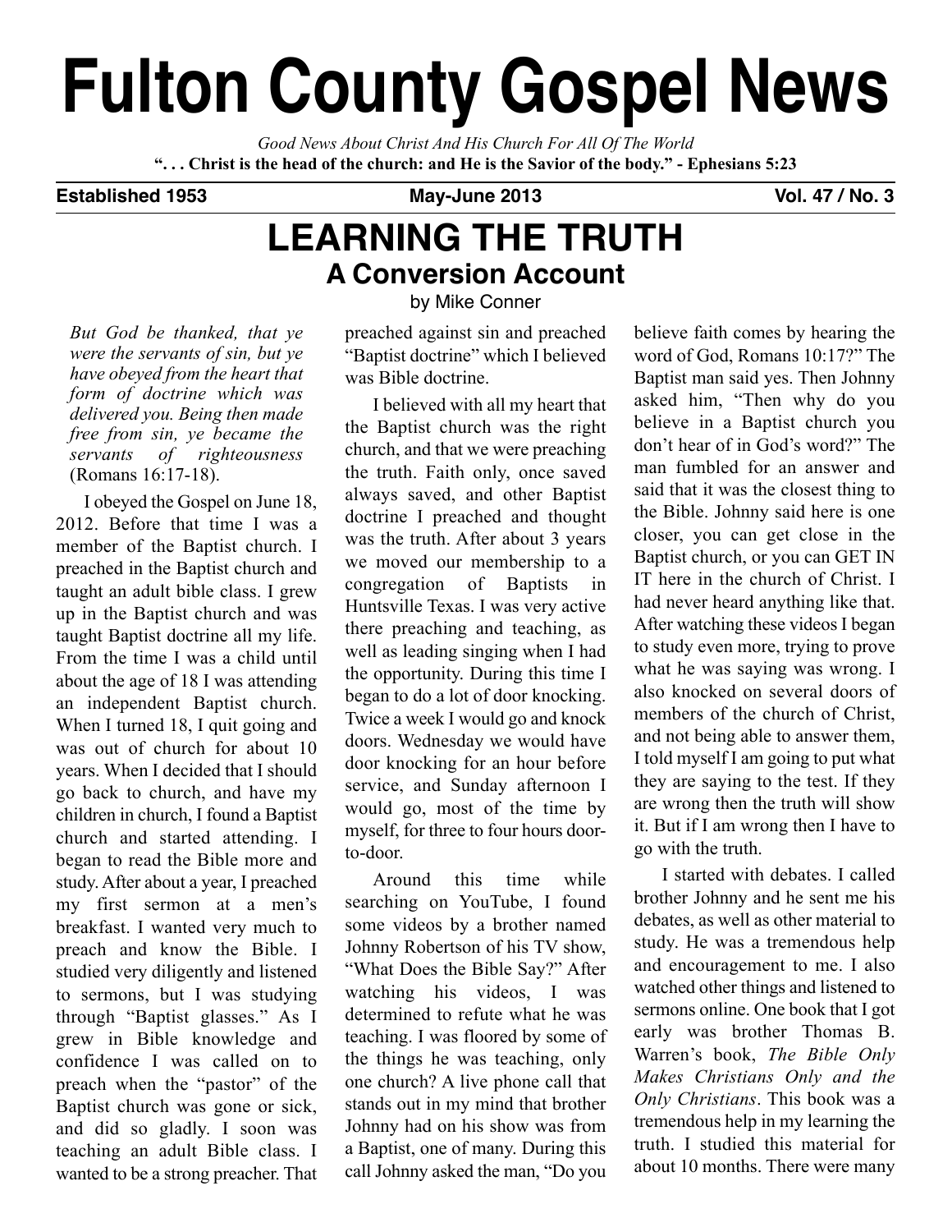# Fulton County Gospel News

*Good News About Christ And His Church For All Of The World*

**". . . Christ is the head of the church: and He is the Savior of the body." - Ephesians 5:23**

**Established 1953** **May-June 2013** **Vol. 47 / No. 3**

# LEARNING THE TRUTH

## A Conversion Account

by Mike Conner

*But God be thanked, that ye were the servants of sin, but ye have obeyed from the heart that form of doctrine which was delivered you. Being then made free from sin, ye became the servants of righteousness* (Romans 16:17-18).

I obeyed the Gospel on June 18, 2012. Before that time I was a member of the Baptist church. I preached in the Baptist church and taught an adult bible class. I grew up in the Baptist church and was taught Baptist doctrine all my life. From the time I was a child until about the age of 18 I was attending an independent Baptist church. When I turned 18, I quit going and was out of church for about 10 years. When I decided that I should go back to church, and have my children in church, I found a Baptist church and started attending. I began to read the Bible more and study. After about a year, I preached my first sermon at a men's breakfast. I wanted very much to preach and know the Bible. I studied very diligently and listened to sermons, but I was studying through "Baptist glasses." As I grew in Bible knowledge and confidence I was called on to preach when the "pastor" of the Baptist church was gone or sick, and did so gladly. I soon was teaching an adult Bible class. I wanted to be a strong preacher. That preached against sin and preached "Baptist doctrine" which I believed was Bible doctrine.

I believed with all my heart that the Baptist church was the right church, and that we were preaching the truth. Faith only, once saved always saved, and other Baptist doctrine I preached and thought was the truth. After about 3 years we moved our membership to a congregation of Baptists in Huntsville Texas. I was very active there preaching and teaching, as well as leading singing when I had the opportunity. During this time I began to do a lot of door knocking. Twice a week I would go and knock doors. Wednesday we would have door knocking for an hour before service, and Sunday afternoon I would go, most of the time by myself, for three to four hours door-to-door.

Around this time while searching on YouTube, I found some videos by a brother named Johnny Robertson of his TV show, "What Does the Bible Say?" After watching his videos, I was determined to refute what he was teaching. I was floored by some of the things he was teaching, only one church? A live phone call that stands out in my mind that brother Johnny had on his show was from a Baptist, one of many. During this call Johnny asked the man, "Do you believe faith comes by hearing the word of God, Romans 10:17?" The Baptist man said yes. Then Johnny asked him, "Then why do you believe in a Baptist church you don't hear of in God's word?" The man fumbled for an answer and said that it was the closest thing to the Bible. Johnny said here is one closer, you can get close in the Baptist church, or you can GET IN IT here in the church of Christ. I had never heard anything like that. After watching these videos I began to study even more, trying to prove what he was saying was wrong. I also knocked on several doors of members of the church of Christ, and not being able to answer them, I told myself I am going to put what they are saying to the test. If they are wrong then the truth will show it. But if I am wrong then I have to go with the truth.

I started with debates. I called brother Johnny and he sent me his debates, as well as other material to study. He was a tremendous help and encouragement to me. I also watched other things and listened to sermons online. One book that I got early was brother Thomas B. Warren's book, *The Bible Only Makes Christians Only and the Only Christians*. This book was a tremendous help in my learning the truth. I studied this material for about 10 months. There were many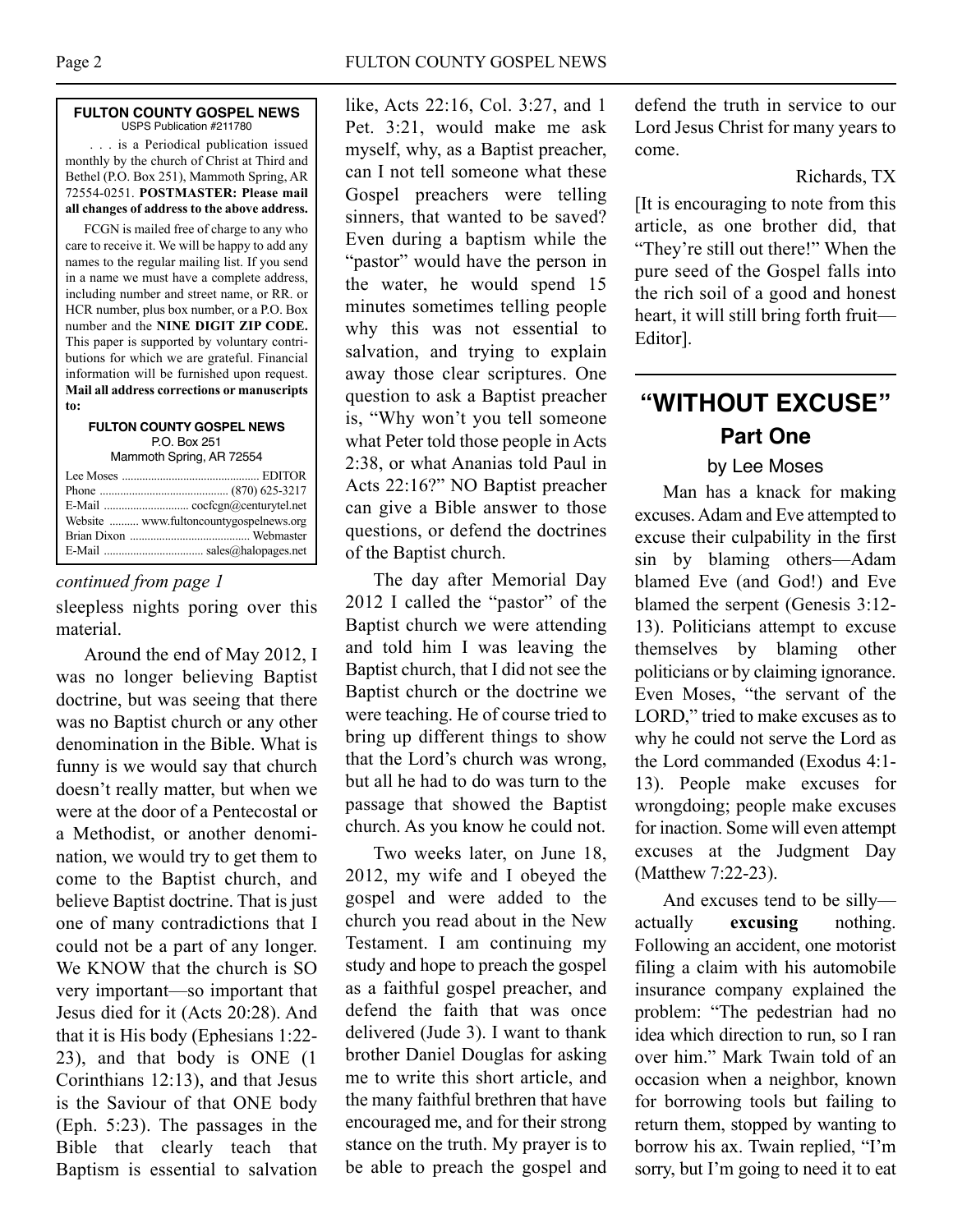**FULTON COUNTY GOSPEL NEWS**
USPS Publication #211780

. . . is a Periodical publication issued monthly by the church of Christ at Third and Bethel (P.O. Box 251), Mammoth Spring, AR 72554-0251. **POSTMASTER: Please mail all changes of address to the above address.**

FCGN is mailed free of charge to any who care to receive it. We will be happy to add any names to the regular mailing list. If you send in a name we must have a complete address, including number and street name, or RR. or HCR number, plus box number, or a P.O. Box number and the **NINE DIGIT ZIP CODE.** This paper is supported by voluntary contributions for which we are grateful. Financial information will be furnished upon request. **Mail all address corrections or manuscripts to:**

**FULTON COUNTY GOSPEL NEWS**
P.O. Box 251
Mammoth Spring, AR 72554

Lee Moses .............................................. EDITOR
Phone ............................................ (870) 625-3217
E-Mail ............................ cocfcgn@centurytel.net
Website .......... www.fultoncountygospelnews.org
Brian Dixon ........................................ Webmaster
E-Mail ................................. sales@halopages.net

*continued from page 1*

sleepless nights poring over this material.

Around the end of May 2012, I was no longer believing Baptist doctrine, but was seeing that there was no Baptist church or any other denomination in the Bible. What is funny is we would say that church doesn't really matter, but when we were at the door of a Pentecostal or a Methodist, or another denomination, we would try to get them to come to the Baptist church, and believe Baptist doctrine. That is just one of many contradictions that I could not be a part of any longer. We KNOW that the church is SO very important—so important that Jesus died for it (Acts 20:28). And that it is His body (Ephesians 1:22-23), and that body is ONE (1 Corinthians 12:13), and that Jesus is the Saviour of that ONE body (Eph. 5:23). The passages in the Bible that clearly teach that Baptism is essential to salvation like, Acts 22:16, Col. 3:27, and 1 Pet. 3:21, would make me ask myself, why, as a Baptist preacher, can I not tell someone what these Gospel preachers were telling sinners, that wanted to be saved? Even during a baptism while the "pastor" would have the person in the water, he would spend 15 minutes sometimes telling people why this was not essential to salvation, and trying to explain away those clear scriptures. One question to ask a Baptist preacher is, "Why won't you tell someone what Peter told those people in Acts 2:38, or what Ananias told Paul in Acts 22:16?" NO Baptist preacher can give a Bible answer to those questions, or defend the doctrines of the Baptist church.

The day after Memorial Day 2012 I called the "pastor" of the Baptist church we were attending and told him I was leaving the Baptist church, that I did not see the Baptist church or the doctrine we were teaching. He of course tried to bring up different things to show that the Lord's church was wrong, but all he had to do was turn to the passage that showed the Baptist church. As you know he could not.

Two weeks later, on June 18, 2012, my wife and I obeyed the gospel and were added to the church you read about in the New Testament. I am continuing my study and hope to preach the gospel as a faithful gospel preacher, and defend the faith that was once delivered (Jude 3). I want to thank brother Daniel Douglas for asking me to write this short article, and the many faithful brethren that have encouraged me, and for their strong stance on the truth. My prayer is to be able to preach the gospel and defend the truth in service to our Lord Jesus Christ for many years to come.

Richards, TX

[It is encouraging to note from this article, as one brother did, that "They're still out there!" When the pure seed of the Gospel falls into the rich soil of a good and honest heart, it will still bring forth fruit—Editor].

# "WITHOUT EXCUSE"

## Part One

by Lee Moses

Man has a knack for making excuses. Adam and Eve attempted to excuse their culpability in the first sin by blaming others—Adam blamed Eve (and God!) and Eve blamed the serpent (Genesis 3:12-13). Politicians attempt to excuse themselves by blaming other politicians or by claiming ignorance. Even Moses, "the servant of the LORD," tried to make excuses as to why he could not serve the Lord as the Lord commanded (Exodus 4:1-13). People make excuses for wrongdoing; people make excuses for inaction. Some will even attempt excuses at the Judgment Day (Matthew 7:22-23).

And excuses tend to be silly—actually **excusing** nothing. Following an accident, one motorist filing a claim with his automobile insurance company explained the problem: "The pedestrian had no idea which direction to run, so I ran over him." Mark Twain told of an occasion when a neighbor, known for borrowing tools but failing to return them, stopped by wanting to borrow his ax. Twain replied, "I'm sorry, but I'm going to need it to eat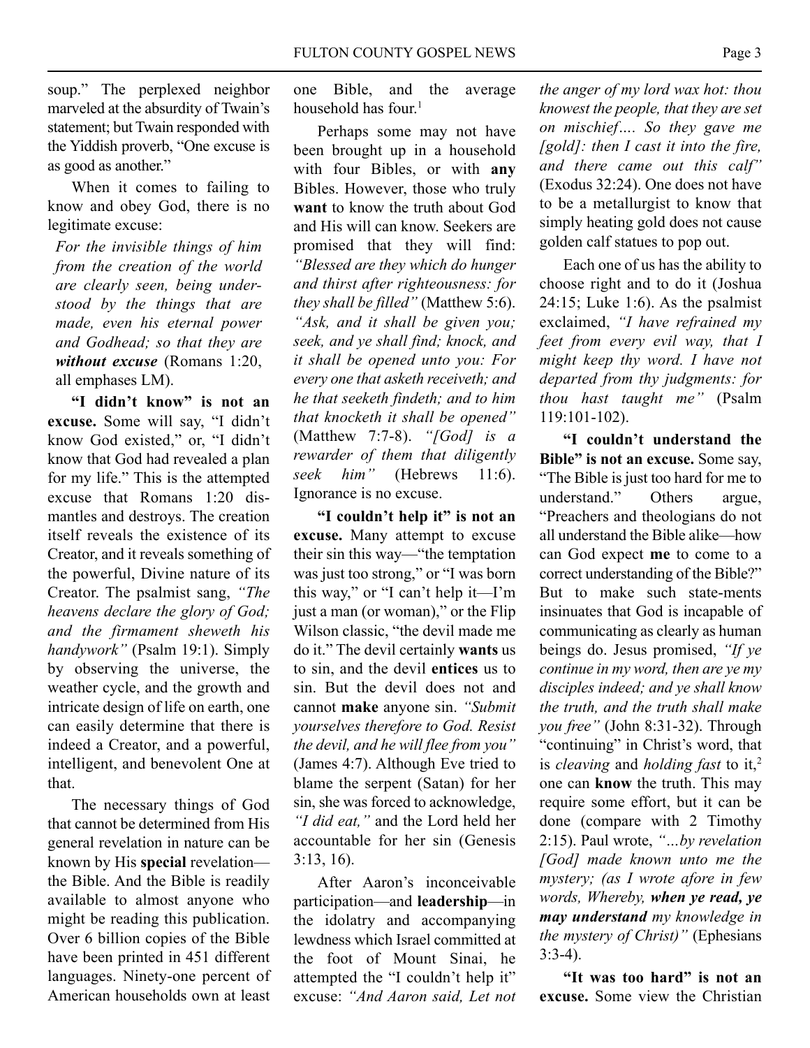soup." The perplexed neighbor marveled at the absurdity of Twain's statement; but Twain responded with the Yiddish proverb, "One excuse is as good as another."

When it comes to failing to know and obey God, there is no legitimate excuse:

> *For the invisible things of him from the creation of the world are clearly seen, being understood by the things that are made, even his eternal power and Godhead; so that they are **without excuse*** (Romans 1:20, all emphases LM).

**"I didn't know" is not an excuse.** Some will say, "I didn't know God existed," or, "I didn't know that God had revealed a plan for my life." This is the attempted excuse that Romans 1:20 dismantles and destroys. The creation itself reveals the existence of its Creator, and it reveals something of the powerful, Divine nature of its Creator. The psalmist sang, *"The heavens declare the glory of God; and the firmament sheweth his handywork"* (Psalm 19:1). Simply by observing the universe, the weather cycle, and the growth and intricate design of life on earth, one can easily determine that there is indeed a Creator, and a powerful, intelligent, and benevolent One at that.

The necessary things of God that cannot be determined from His general revelation in nature can be known by His **special** revelation—the Bible. And the Bible is readily available to almost anyone who might be reading this publication. Over 6 billion copies of the Bible have been printed in 451 different languages. Ninety-one percent of American households own at least one Bible, and the average household has four.[1]

Perhaps some may not have been brought up in a household with four Bibles, or with **any** Bibles. However, those who truly **want** to know the truth about God and His will can know. Seekers are promised that they will find: *"Blessed are they which do hunger and thirst after righteousness: for they shall be filled"* (Matthew 5:6). *"Ask, and it shall be given you; seek, and ye shall find; knock, and it shall be opened unto you: For every one that asketh receiveth; and he that seeketh findeth; and to him that knocketh it shall be opened"* (Matthew 7:7-8). *"[God] is a rewarder of them that diligently seek him"* (Hebrews 11:6). Ignorance is no excuse.

**"I couldn't help it" is not an excuse.** Many attempt to excuse their sin this way—"the temptation was just too strong," or "I was born this way," or "I can't help it—I'm just a man (or woman)," or the Flip Wilson classic, "the devil made me do it." The devil certainly **wants** us to sin, and the devil **entices** us to sin. But the devil does not and cannot **make** anyone sin. *"Submit yourselves therefore to God. Resist the devil, and he will flee from you"* (James 4:7). Although Eve tried to blame the serpent (Satan) for her sin, she was forced to acknowledge, *"I did eat,"* and the Lord held her accountable for her sin (Genesis 3:13, 16).

After Aaron's inconceivable participation—and **leadership**—in the idolatry and accompanying lewdness which Israel committed at the foot of Mount Sinai, he attempted the "I couldn't help it" excuse: *"And Aaron said, Let not the anger of my lord wax hot: thou knowest the people, that they are set on mischief…. So they gave me [gold]: then I cast it into the fire, and there came out this calf"* (Exodus 32:24). One does not have to be a metallurgist to know that simply heating gold does not cause golden calf statues to pop out.

Each one of us has the ability to choose right and to do it (Joshua 24:15; Luke 1:6). As the psalmist exclaimed, *"I have refrained my feet from every evil way, that I might keep thy word. I have not departed from thy judgments: for thou hast taught me"* (Psalm 119:101-102).

**"I couldn't understand the Bible" is not an excuse.** Some say, "The Bible is just too hard for me to understand." Others argue, "Preachers and theologians do not all understand the Bible alike—how can God expect **me** to come to a correct understanding of the Bible?" But to make such state-ments insinuates that God is incapable of communicating as clearly as human beings do. Jesus promised, *"If ye continue in my word, then are ye my disciples indeed; and ye shall know the truth, and the truth shall make you free"* (John 8:31-32). Through "continuing" in Christ's word, that is *cleaving* and *holding fast* to it,[2] one can **know** the truth. This may require some effort, but it can be done (compare with 2 Timothy 2:15). Paul wrote, *"…by revelation [God] made known unto me the mystery; (as I wrote afore in few words, Whereby, **when ye read, ye may understand** my knowledge in the mystery of Christ)"* (Ephesians 3:3-4).

**"It was too hard" is not an excuse.** Some view the Christian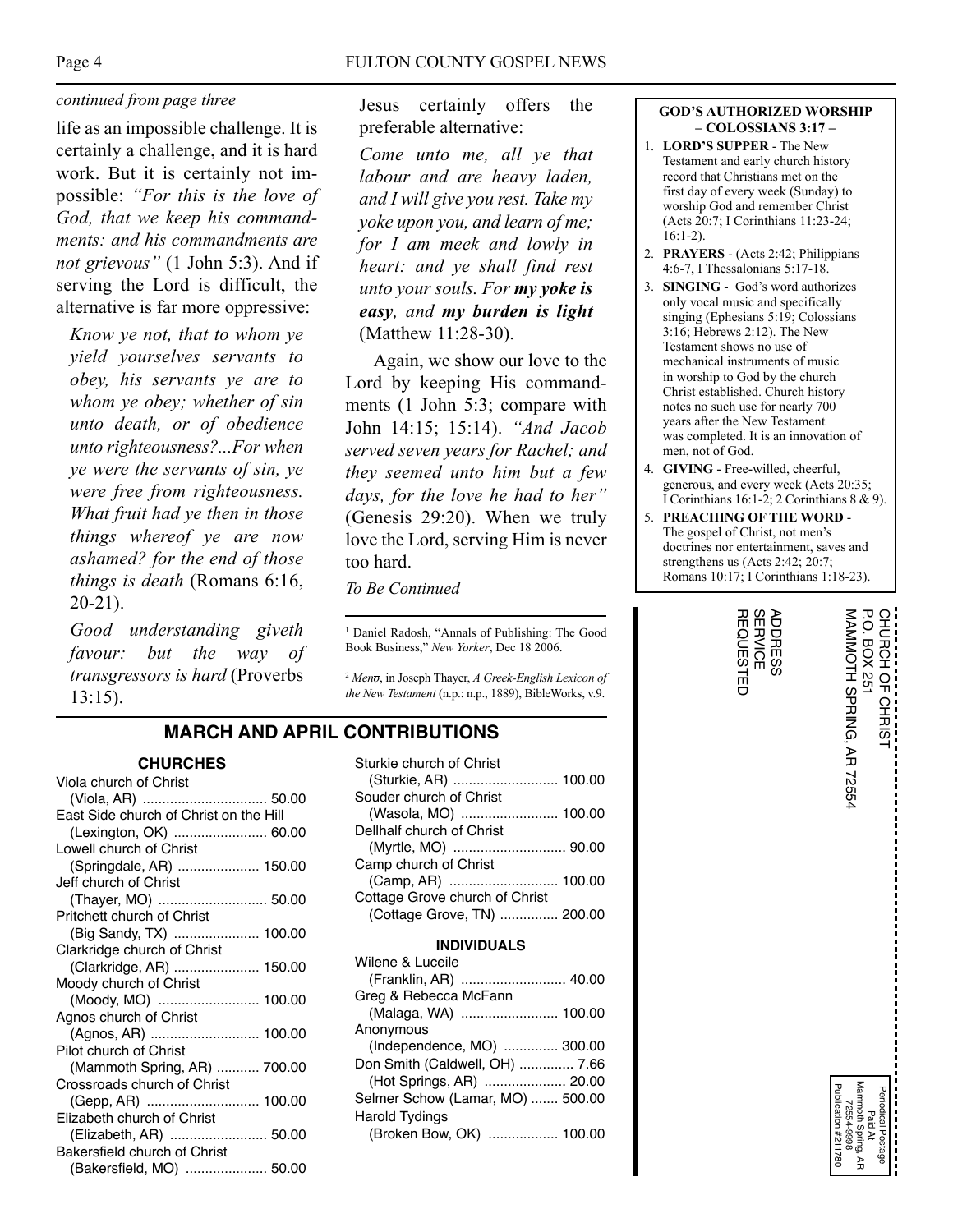*continued from page three*

life as an impossible challenge. It is certainly a challenge, and it is hard work. But it is certainly not impossible: *"For this is the love of God, that we keep his commandments: and his commandments are not grievous"* (1 John 5:3). And if serving the Lord is difficult, the alternative is far more oppressive:

> *Know ye not, that to whom ye yield yourselves servants to obey, his servants ye are to whom ye obey; whether of sin unto death, or of obedience unto righteousness?...For when ye were the servants of sin, ye were free from righteousness. What fruit had ye then in those things whereof ye are now ashamed? for the end of those things is death* (Romans 6:16, 20-21).

> *Good understanding giveth favour: but the way of transgressors is hard* (Proverbs 13:15).

Jesus certainly offers the preferable alternative:

> *Come unto me, all ye that labour and are heavy laden, and I will give you rest. Take my yoke upon you, and learn of me; for I am meek and lowly in heart: and ye shall find rest unto your souls. For **my yoke is easy**, and **my burden is light*** (Matthew 11:28-30).

Again, we show our love to the Lord by keeping His commandments (1 John 5:3; compare with John 14:15; 15:14). *"And Jacob served seven years for Rachel; and they seemed unto him but a few days, for the love he had to her"* (Genesis 29:20). When we truly love the Lord, serving Him is never too hard.

*To Be Continued*

---

[1] Daniel Radosh, "Annals of Publishing: The Good Book Business," *New Yorker*, Dec 18 2006.

[2] *Menō*, in Joseph Thayer, *A Greek-English Lexicon of the New Testament* (n.p.: n.p., 1889), BibleWorks, v.9.

**GOD'S AUTHORIZED WORSHIP – COLOSSIANS 3:17 –**

1. **LORD'S SUPPER** - The New Testament and early church history record that Christians met on the first day of every week (Sunday) to worship God and remember Christ (Acts 20:7; I Corinthians 11:23-24; 16:1-2).
2. **PRAYERS** - (Acts 2:42; Philippians 4:6-7, I Thessalonians 5:17-18.
3. **SINGING** - God's word authorizes only vocal music and specifically singing (Ephesians 5:19; Colossians 3:16; Hebrews 2:12). The New Testament shows no use of mechanical instruments of music in worship to God by the church Christ established. Church history notes no such use for nearly 700 years after the New Testament was completed. It is an innovation of men, not of God.
4. **GIVING** - Free-willed, cheerful, generous, and every week (Acts 20:35; I Corinthians 16:1-2; 2 Corinthians 8 & 9).
5. **PREACHING OF THE WORD** - The gospel of Christ, not men's doctrines nor entertainment, saves and strengthens us (Acts 2:42; 20:7; Romans 10:17; I Corinthians 1:18-23).

CHURCH OF CHRIST
P.O. BOX 251
MAMMOTH SPRING, AR 72554

ADDRESS SERVICE REQUESTED

Periodical Postage Paid At Mammoth Spring, AR 72554-9998 Publication #211780

## MARCH AND APRIL CONTRIBUTIONS

### CHURCHES

| | |
|---|---|
| Viola church of Christ (Viola, AR) | 50.00 |
| East Side church of Christ on the Hill (Lexington, OK) | 60.00 |
| Lowell church of Christ (Springdale, AR) | 150.00 |
| Jeff church of Christ (Thayer, MO) | 50.00 |
| Pritchett church of Christ (Big Sandy, TX) | 100.00 |
| Clarkridge church of Christ (Clarkridge, AR) | 150.00 |
| Moody church of Christ (Moody, MO) | 100.00 |
| Agnos church of Christ (Agnos, AR) | 100.00 |
| Pilot church of Christ (Mammoth Spring, AR) | 700.00 |
| Crossroads church of Christ (Gepp, AR) | 100.00 |
| Elizabeth church of Christ (Elizabeth, AR) | 50.00 |
| Bakersfield church of Christ (Bakersfield, MO) | 50.00 |
| Sturkie church of Christ (Sturkie, AR) | 100.00 |
| Souder church of Christ (Wasola, MO) | 100.00 |
| Dellhalf church of Christ (Myrtle, MO) | 90.00 |
| Camp church of Christ (Camp, AR) | 100.00 |
| Cottage Grove church of Christ (Cottage Grove, TN) | 200.00 |

### INDIVIDUALS

| | |
|---|---|
| Wilene & Luceile (Franklin, AR) | 40.00 |
| Greg & Rebecca McFann (Malaga, WA) | 100.00 |
| Anonymous (Independence, MO) | 300.00 |
| Don Smith (Caldwell, OH) | 7.66 |
| (Hot Springs, AR) | 20.00 |
| Selmer Schow (Lamar, MO) | 500.00 |
| Harold Tydings (Broken Bow, OK) | 100.00 |